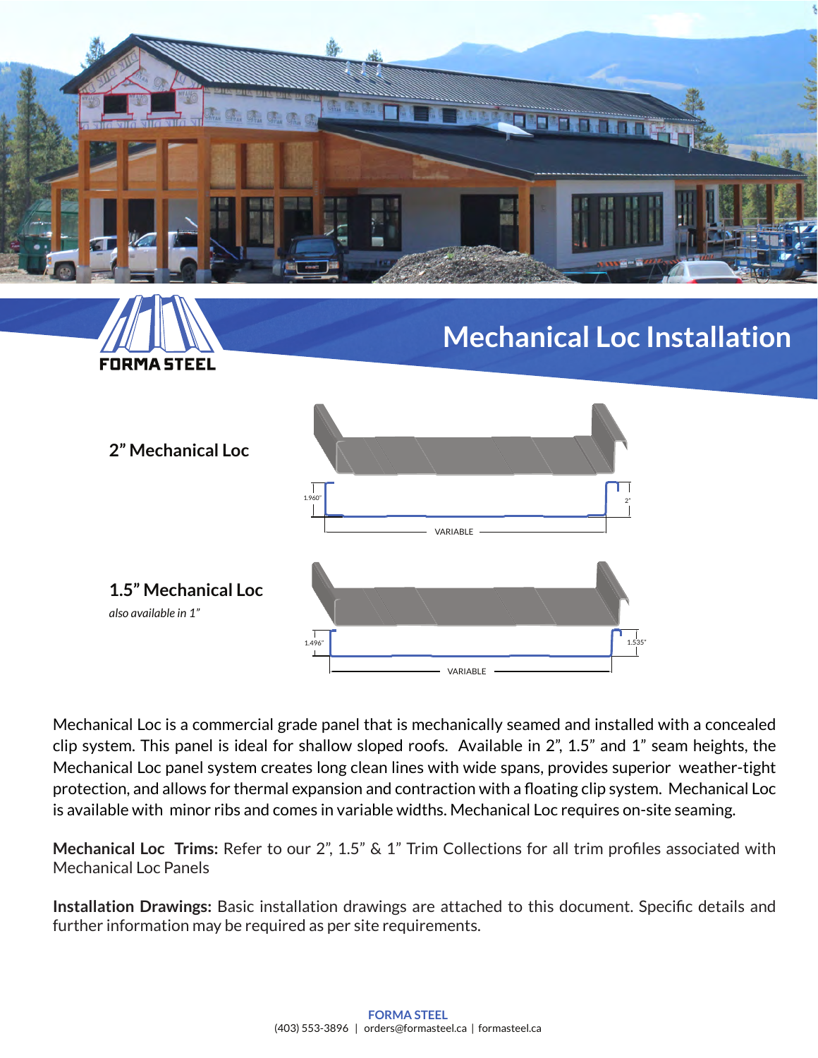FORMA STEEL

# Mechanical Loc Installation

## 2" Mechanical Loc

1.960" 2" VARIABLE

## 1.5" Mechanical Loc

*also available in 1"*

1.496" 1.535" VARIABLE

Mechanical Loc is a commercial grade panel that is mechanically seamed and installed with a concealed clip system. This panel is ideal for shallow sloped roofs. Available in 2", 1.5" and 1" seam heights, the Mechanical Loc panel system creates long clean lines with wide spans, provides superior weather-tight protection, and allows for thermal expansion and contraction with a floating clip system. Mechanical Loc is available with minor ribs and comes in variable widths. Mechanical Loc requires on-site seaming.

**Mechanical Loc Trims:** Refer to our 2", 1.5" & 1" Trim Collections for all trim profiles associated with Mechanical Loc Panels

**Installation Drawings:** Basic installation drawings are attached to this document. Specific details and further information may be required as per site requirements.

**FORMA STEEL**
(403) 553-3896 | orders@formasteel.ca | formasteel.ca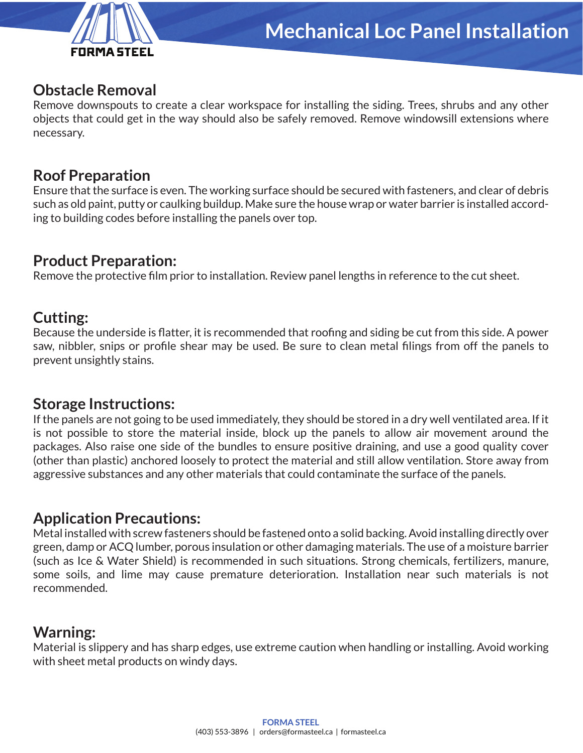# Mechanical Loc Panel Installation

## Obstacle Removal

Remove downspouts to create a clear workspace for installing the siding. Trees, shrubs and any other objects that could get in the way should also be safely removed. Remove windowsill extensions where necessary.

## Roof Preparation

Ensure that the surface is even. The working surface should be secured with fasteners, and clear of debris such as old paint, putty or caulking buildup. Make sure the house wrap or water barrier is installed according to building codes before installing the panels over top.

## Product Preparation:

Remove the protective film prior to installation. Review panel lengths in reference to the cut sheet.

## Cutting:

Because the underside is flatter, it is recommended that roofing and siding be cut from this side. A power saw, nibbler, snips or profile shear may be used. Be sure to clean metal filings from off the panels to prevent unsightly stains.

## Storage Instructions:

If the panels are not going to be used immediately, they should be stored in a dry well ventilated area. If it is not possible to store the material inside, block up the panels to allow air movement around the packages. Also raise one side of the bundles to ensure positive draining, and use a good quality cover (other than plastic) anchored loosely to protect the material and still allow ventilation. Store away from aggressive substances and any other materials that could contaminate the surface of the panels.

## Application Precautions:

Metal installed with screw fasteners should be fastened onto a solid backing. Avoid installing directly over green, damp or ACQ lumber, porous insulation or other damaging materials. The use of a moisture barrier (such as Ice & Water Shield) is recommended in such situations. Strong chemicals, fertilizers, manure, some soils, and lime may cause premature deterioration. Installation near such materials is not recommended.

## Warning:

Material is slippery and has sharp edges, use extreme caution when handling or installing. Avoid working with sheet metal products on windy days.

**FORMA STEEL**
(403) 553-3896 | orders@formasteel.ca | formasteel.ca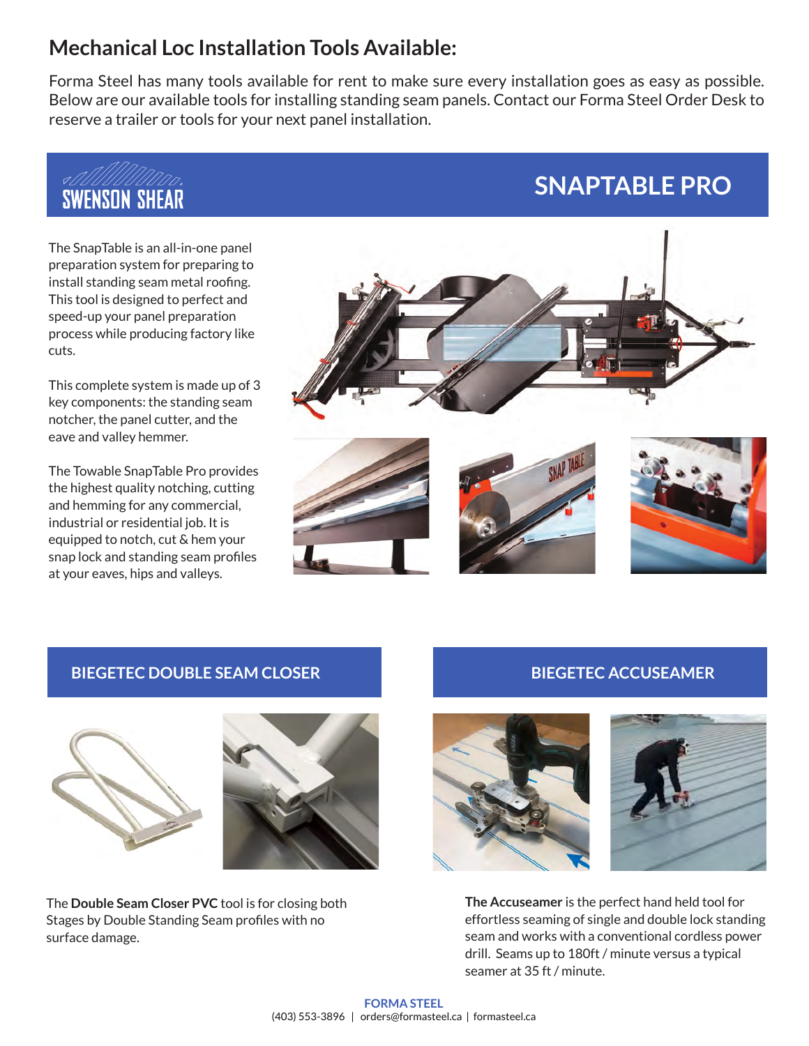# Mechanical Loc Installation Tools Available:

Forma Steel has many tools available for rent to make sure every installation goes as easy as possible. Below are our available tools for installing standing seam panels. Contact our Forma Steel Order Desk to reserve a trailer or tools for your next panel installation.

## SWENSON SHEAR — SNAPTABLE PRO

The SnapTable is an all-in-one panel preparation system for preparing to install standing seam metal roofing. This tool is designed to perfect and speed-up your panel preparation process while producing factory like cuts.

This complete system is made up of 3 key components: the standing seam notcher, the panel cutter, and the eave and valley hemmer.

The Towable SnapTable Pro provides the highest quality notching, cutting and hemming for any commercial, industrial or residential job. It is equipped to notch, cut & hem your snap lock and standing seam profiles at your eaves, hips and valleys.

## BIEGETEC DOUBLE SEAM CLOSER

The **Double Seam Closer PVC** tool is for closing both Stages by Double Standing Seam profiles with no surface damage.

## BIEGETEC ACCUSEAMER

**The Accuseamer** is the perfect hand held tool for effortless seaming of single and double lock standing seam and works with a conventional cordless power drill. Seams up to 180ft / minute versus a typical seamer at 35 ft / minute.

**FORMA STEEL**
(403) 553-3896 | orders@formasteel.ca | formasteel.ca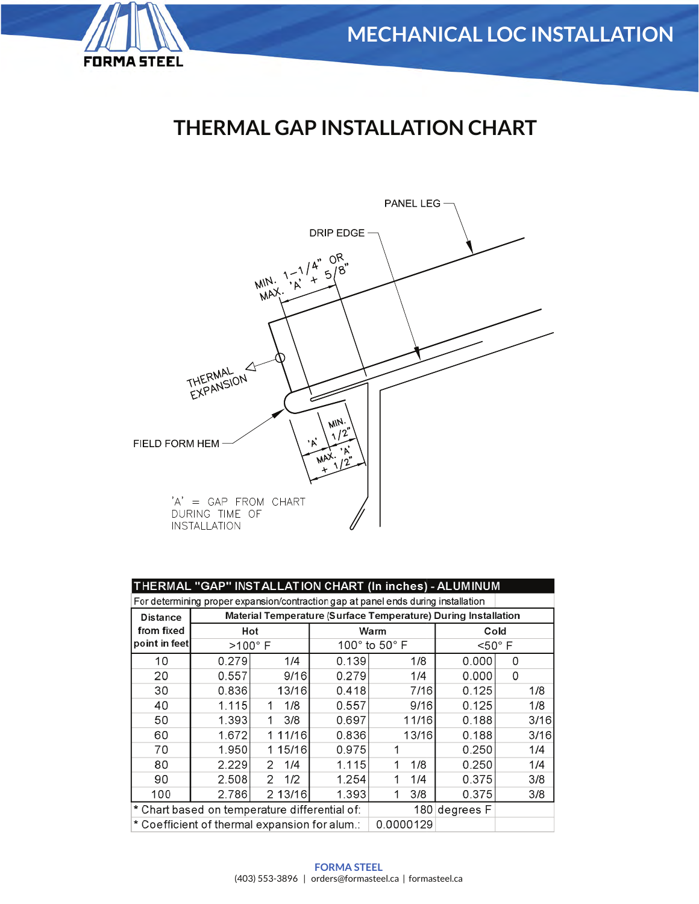# THERMAL GAP INSTALLATION CHART

PANEL LEG

DRIP EDGE

MIN. 1-1/4" OR MAX. 'A' + 5/8"

THERMAL EXPANSION

FIELD FORM HEM

'A'

MIN. 1/2"

MAX. 'A' + 1/2"

'A' = GAP FROM CHART DURING TIME OF INSTALLATION

| THERMAL "GAP" INSTALLATION CHART (In inches) - ALUMINUM | | | | | | |
|---|---|---|---|---|---|---|
| For determining proper expansion/contraction gap at panel ends during installation | | | | | | |
| Distance from fixed point in feet | Material Temperature (Surface Temperature) During Installation | | | | | |
| | Hot | | Warm | | Cold | |
| | >100° F | | 100° to 50° F | | <50° F | |
| 10 | 0.279 | 1/4 | 0.139 | 1/8 | 0.000 | 0 |
| 20 | 0.557 | 9/16 | 0.279 | 1/4 | 0.000 | 0 |
| 30 | 0.836 | 13/16 | 0.418 | 7/16 | 0.125 | 1/8 |
| 40 | 1.115 | 1 1/8 | 0.557 | 9/16 | 0.125 | 1/8 |
| 50 | 1.393 | 1 3/8 | 0.697 | 11/16 | 0.188 | 3/16 |
| 60 | 1.672 | 1 11/16 | 0.836 | 13/16 | 0.188 | 3/16 |
| 70 | 1.950 | 1 15/16 | 0.975 | 1 | 0.250 | 1/4 |
| 80 | 2.229 | 2 1/4 | 1.115 | 1 1/8 | 0.250 | 1/4 |
| 90 | 2.508 | 2 1/2 | 1.254 | 1 1/4 | 0.375 | 3/8 |
| 100 | 2.786 | 2 13/16 | 1.393 | 1 3/8 | 0.375 | 3/8 |
| * Chart based on temperature differential of: | | | 180 | degrees F | | |
| * Coefficient of thermal expansion for alum.: | | | 0.0000129 | | | |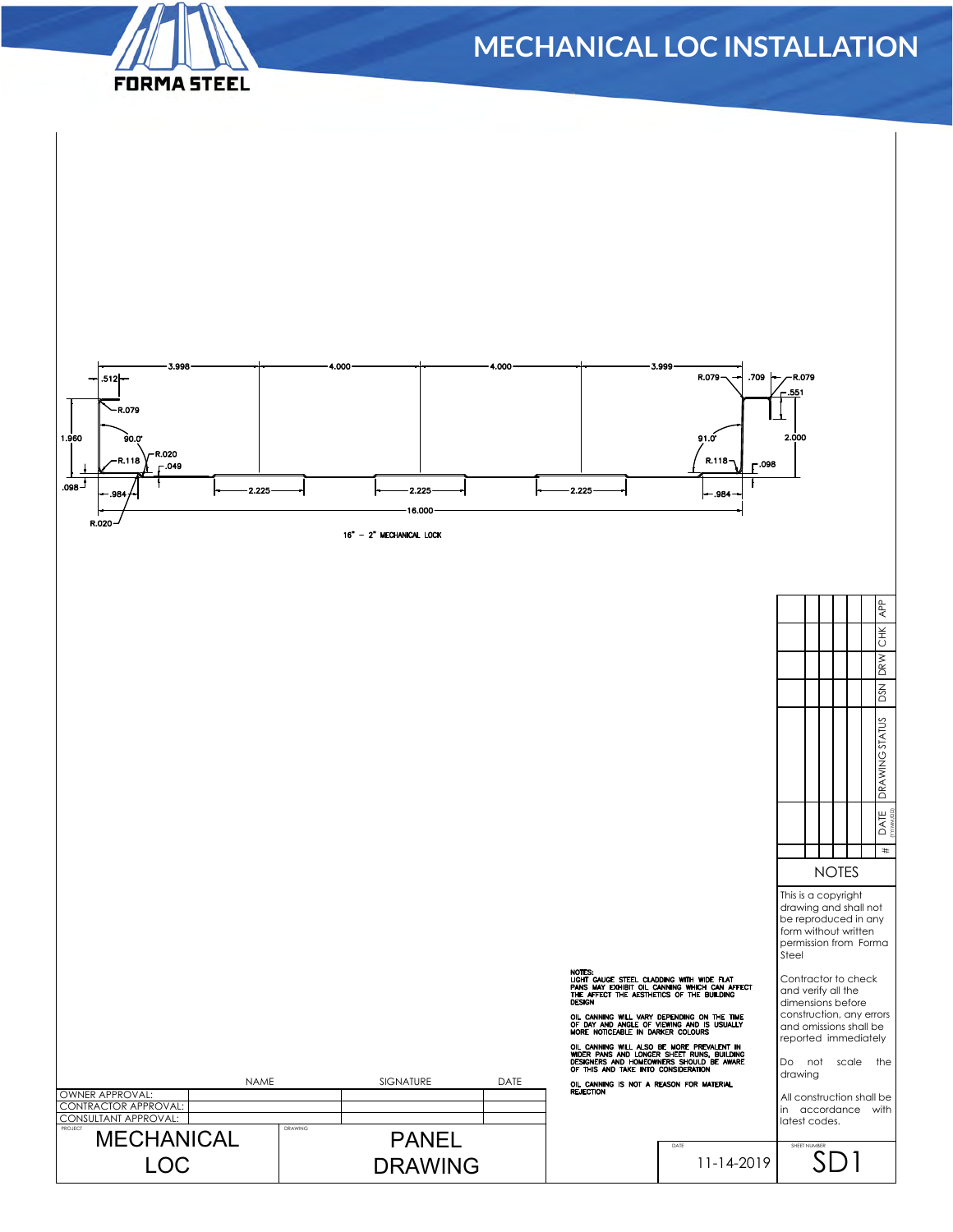# MECHANICAL LOC INSTALLATION

3.998 4.000 4.000 3.999

.512 R.079 1.960 90.0° R.020 R.118 .049 .098 .984 2.225 2.225 2.225 16.000 R.020

R.079 .709 R.079 .551 91.0° 2.000 R.118 .098 .984

16" – 2" MECHANICAL LOCK

NOTES:
LIGHT GAUGE STEEL CLADDING WITH WIDE FLAT PANS MAY EXHIBIT OIL CANNING WHICH CAN AFFECT THE AFFECT THE AESTHETICS OF THE BUILDING DESIGN

OIL CANNING WILL VARY DEPENDING ON THE TIME OF DAY AND ANGLE OF VIEWING AND IS USUALLY MORE NOTICEABLE IN DARKER COLOURS

OIL CANNING WILL ALSO BE MORE PREVALENT IN WIDER PANS AND LONGER SHEET RUNS, BUILDING DESIGNERS AND HOMEOWNERS SHOULD BE AWARE OF THIS AND TAKE INTO CONSIDERATION

OIL CANNING IS NOT A REASON FOR MATERIAL REJECTION

| # | DATE (YY/MM/DD) | DRAWING STATUS | DSN | DRW | CHK | APP |
|---|---|---|---|---|---|---|
| | | | | | | |

## NOTES

This is a copyright drawing and shall not be reproduced in any form without written permission from Forma Steel

Contractor to check and verify all the dimensions before construction, any errors and omissions shall be reported immediately

Do not scale the drawing

All construction shall be in accordance with latest codes.

| | NAME | SIGNATURE | DATE |
|---|---|---|---|
| OWNER APPROVAL: | | | |
| CONTRACTOR APPROVAL: | | | |
| CONSULTANT APPROVAL: | | | |

| PROJECT | DRAWING | DATE | SHEET NUMBER |
|---|---|---|---|
| MECHANICAL LOC | PANEL DRAWING | 11-14-2019 | SD1 |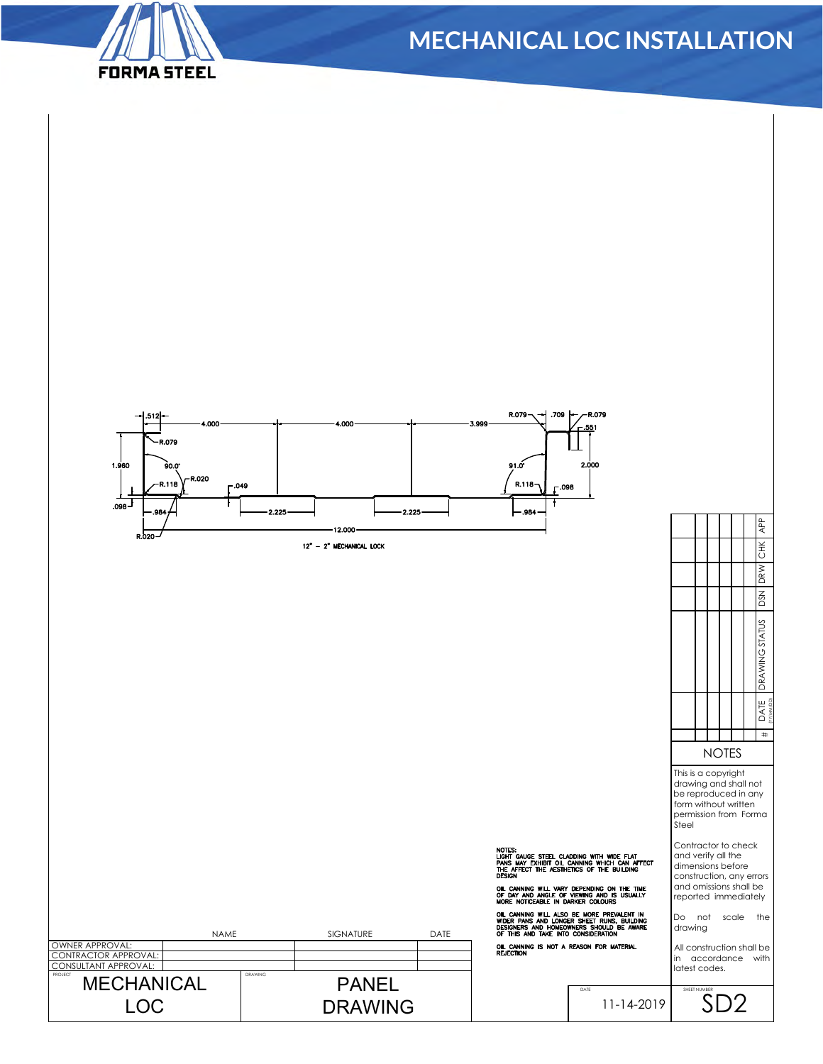# MECHANICAL LOC INSTALLATION

FORMA STEEL

.512 | 4.000 | 4.000 | 3.999 | R.079 | .709 | R.079 | .551

R.079

1.960 | 90.0° | 91.0° | 2.000

R.020 | R.118 | .049 | R.118 | .098

.098 | .984 | 2.225 | 2.225 | .984

R.020 | 12.000

12" – 2" MECHANICAL LOCK

NOTES:
LIGHT GAUGE STEEL CLADDING WITH WIDE FLAT PANS MAY EXHIBIT OIL CANNING WHICH CAN AFFECT THE AFFECT THE AESTHETICS OF THE BUILDING DESIGN

OIL CANNING WILL VARY DEPENDING ON THE TIME OF DAY AND ANGLE OF VIEWING AND IS USUALLY MORE NOTICEABLE IN DARKER COLOURS

OIL CANNING WILL ALSO BE MORE PREVALENT IN WIDER PANS AND LONGER SHEET RUNS, BUILDING DESIGNERS AND HOMEOWNERS SHOULD BE AWARE OF THIS AND TAKE INTO CONSIDERATION

OIL CANNING IS NOT A REASON FOR MATERIAL REJECTION

| # | DATE (YY/MM/DD) | DRAWING STATUS | DSN | DRW | CHK | APP |
|---|---|---|---|---|---|---|
| | | | | | | |

## NOTES

This is a copyright drawing and shall not be reproduced in any form without written permission from Forma Steel

Contractor to check and verify all the dimensions before construction, any errors and omissions shall be reported immediately

Do not scale the drawing

All construction shall be in accordance with latest codes.

| | NAME | SIGNATURE | DATE |
|---|---|---|---|
| OWNER APPROVAL: | | | |
| CONTRACTOR APPROVAL: | | | |
| CONSULTANT APPROVAL: | | | |

| PROJECT | DRAWING | DATE | SHEET NUMBER |
|---|---|---|---|
| MECHANICAL LOC | PANEL DRAWING | 11-14-2019 | SD2 |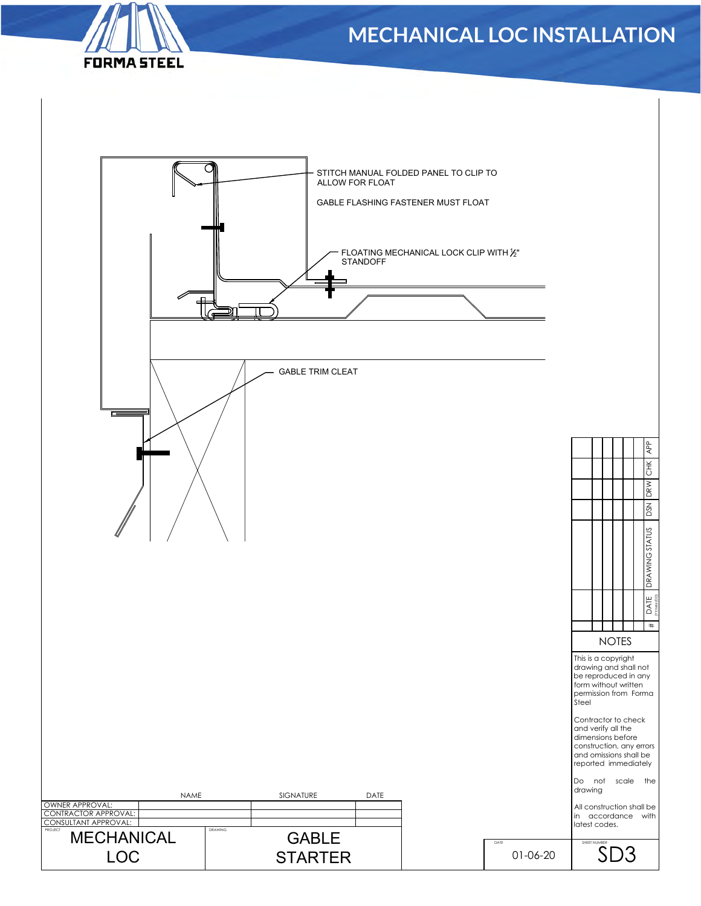# MECHANICAL LOC INSTALLATION

FORMA STEEL

STITCH MANUAL FOLDED PANEL TO CLIP TO ALLOW FOR FLOAT

GABLE FLASHING FASTENER MUST FLOAT

FLOATING MECHANICAL LOCK CLIP WITH ½" STANDOFF

GABLE TRIM CLEAT

| # | DATE (YY/MM/DD) | DRAWING STATUS | DSN | DRW | CHK | APP |
|---|---|---|---|---|---|---|
| | | | | | | |

## NOTES

This is a copyright drawing and shall not be reproduced in any form without written permission from Forma Steel

Contractor to check and verify all the dimensions before construction, any errors and omissions shall be reported immediately

Do not scale the drawing

All construction shall be in accordance with latest codes.

| | NAME | SIGNATURE | DATE |
|---|---|---|---|
| OWNER APPROVAL: | | | |
| CONTRACTOR APPROVAL: | | | |
| CONSULTANT APPROVAL: | | | |

| PROJECT | DRAWING | DATE | SHEET NUMBER |
|---|---|---|---|
| MECHANICAL LOC | GABLE STARTER | 01-06-20 | SD3 |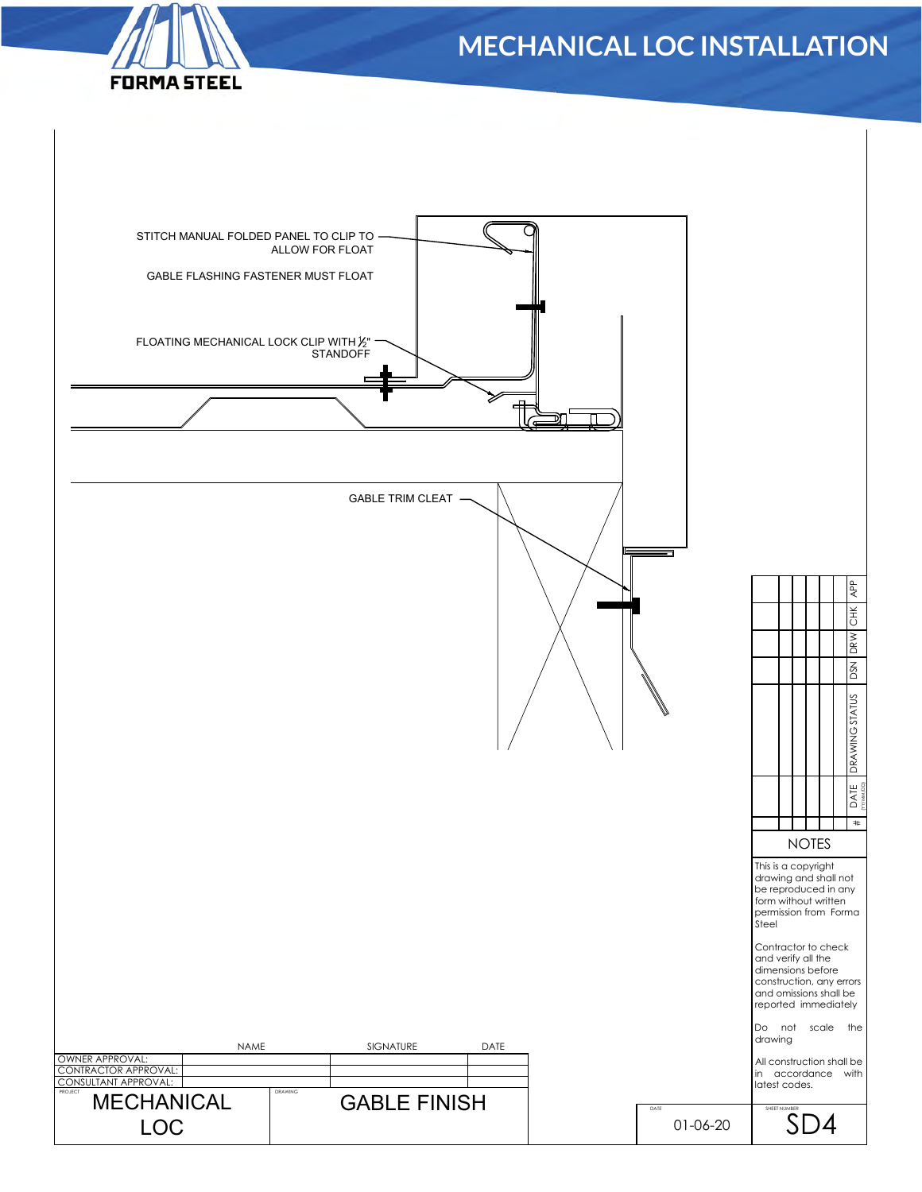# MECHANICAL LOC INSTALLATION

STITCH MANUAL FOLDED PANEL TO CLIP TO ALLOW FOR FLOAT

GABLE FLASHING FASTENER MUST FLOAT

FLOATING MECHANICAL LOCK CLIP WITH ½" STANDOFF

GABLE TRIM CLEAT

| # | DATE (YY/MM/DD) | DRAWING STATUS | DSN | DRW | CHK | APP |
|---|---|---|---|---|---|---|
| | | | | | | |

## NOTES

This is a copyright drawing and shall not be reproduced in any form without written permission from Forma Steel

Contractor to check and verify all the dimensions before construction, any errors and omissions shall be reported immediately

Do not scale the drawing

All construction shall be in accordance with latest codes.

| | NAME | SIGNATURE | DATE |
|---|---|---|---|
| OWNER APPROVAL: | | | |
| CONTRACTOR APPROVAL: | | | |
| CONSULTANT APPROVAL: | | | |

| PROJECT | DRAWING | DATE | SHEET NUMBER |
|---|---|---|---|
| MECHANICAL LOC | GABLE FINISH | 01-06-20 | SD4 |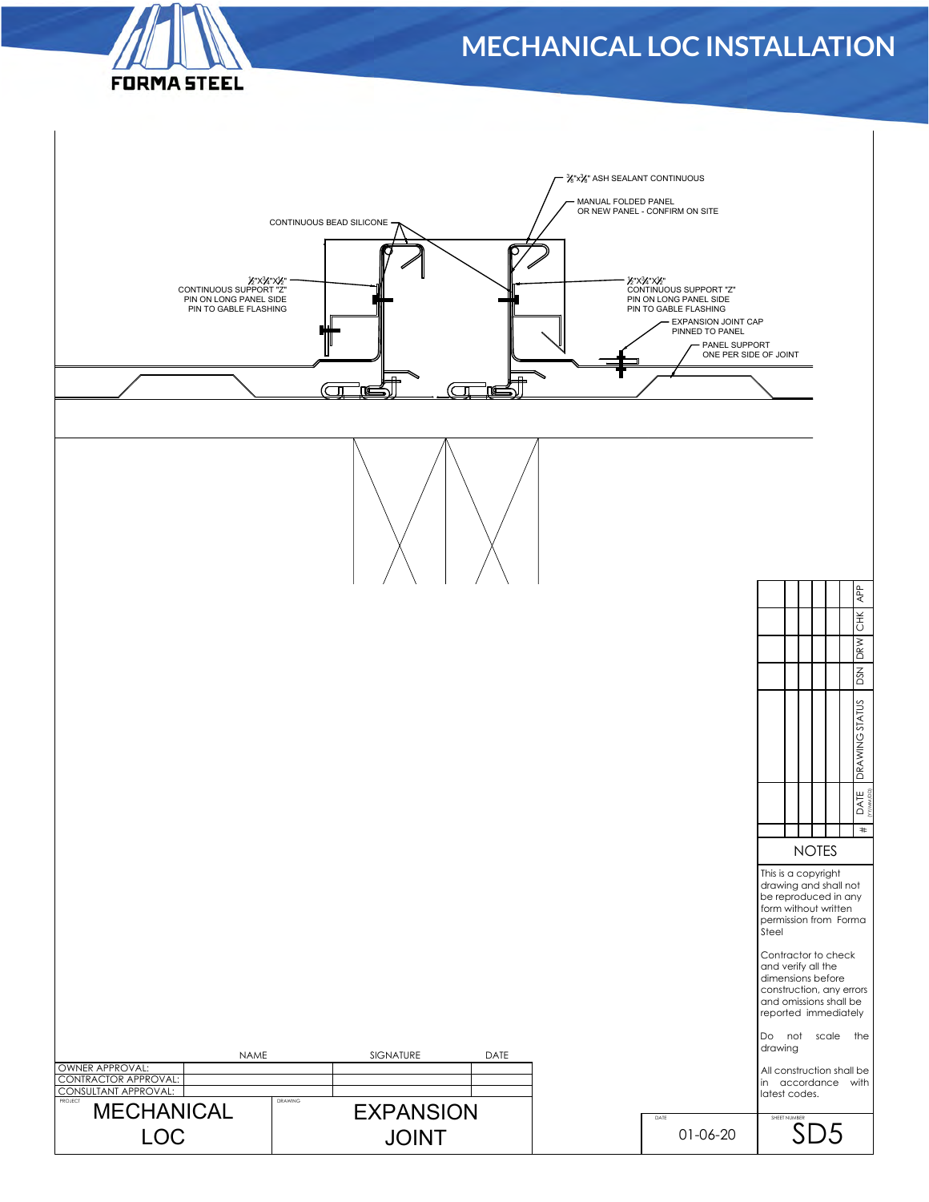# MECHANICAL LOC INSTALLATION

3/8"x3/8" ASH SEALANT CONTINUOUS

MANUAL FOLDED PANEL
OR NEW PANEL - CONFIRM ON SITE

CONTINUOUS BEAD SILICONE

1/2"X3/4"X1/2"
CONTINUOUS SUPPORT "Z"
PIN ON LONG PANEL SIDE
PIN TO GABLE FLASHING

1/2"X3/4"X1/2"
CONTINUOUS SUPPORT "Z"
PIN ON LONG PANEL SIDE
PIN TO GABLE FLASHING

EXPANSION JOINT CAP
PINNED TO PANEL

PANEL SUPPORT
ONE PER SIDE OF JOINT

| # | DATE | DRAWING STATUS | DSN | DRW | CHK | APP |
|---|---|---|---|---|---|---|
| | | | | | | |

## NOTES

This is a copyright drawing and shall not be reproduced in any form without written permission from Forma Steel

Contractor to check and verify all the dimensions before construction, any errors and omissions shall be reported immediately

Do not scale the drawing

All construction shall be in accordance with latest codes.

| | NAME | SIGNATURE | DATE |
|---|---|---|---|
| OWNER APPROVAL: | | | |
| CONTRACTOR APPROVAL: | | | |
| CONSULTANT APPROVAL: | | | |

| PROJECT | DRAWING | DATE | SHEET NUMBER |
|---|---|---|---|
| MECHANICAL LOC | EXPANSION JOINT | 01-06-20 | SD5 |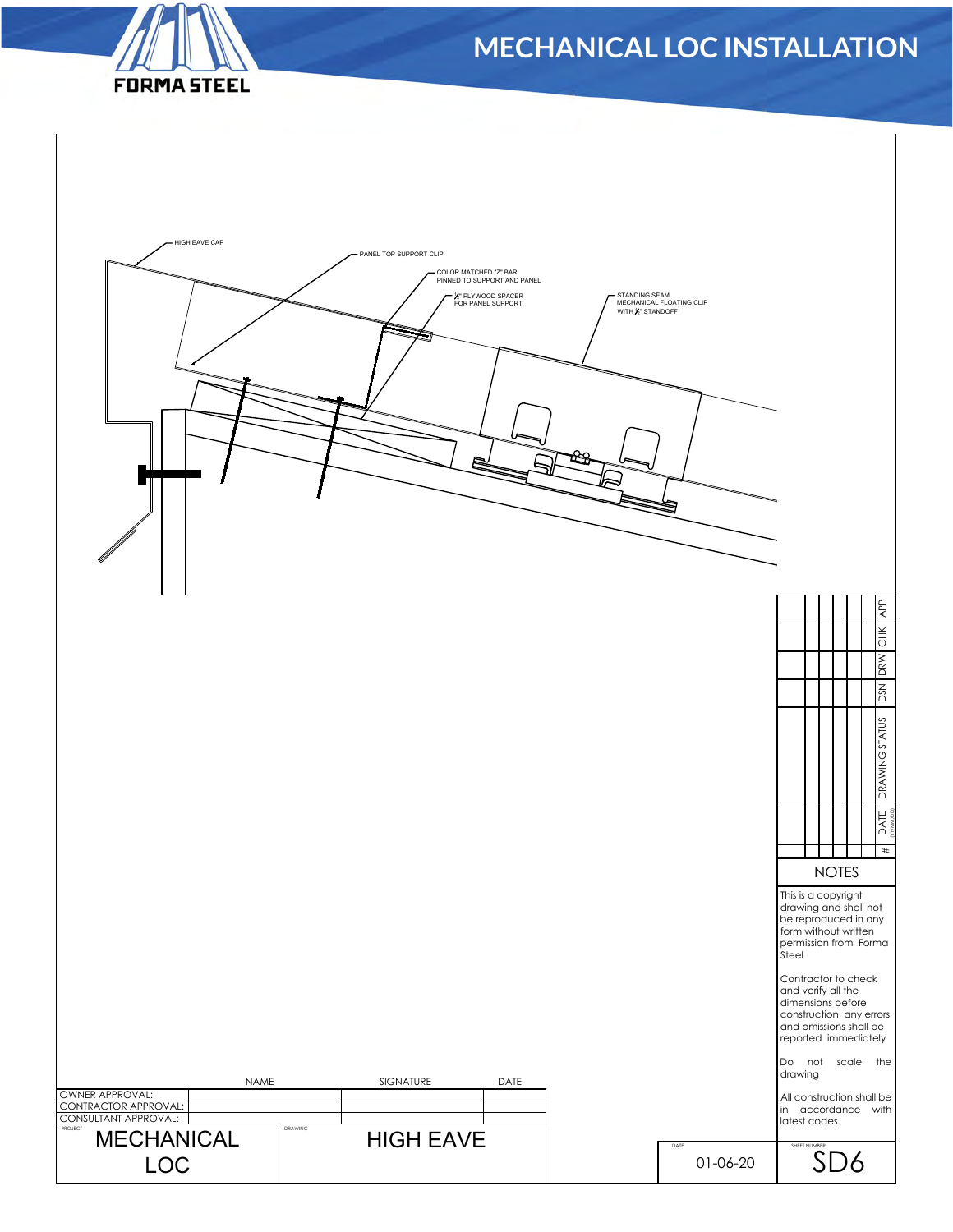# MECHANICAL LOC INSTALLATION

HIGH EAVE CAP

PANEL TOP SUPPORT CLIP

COLOR MATCHED "Z" BAR PINNED TO SUPPORT AND PANEL

½" PLYWOOD SPACER FOR PANEL SUPPORT

STANDING SEAM MECHANICAL FLOATING CLIP WITH ½" STANDOFF

| # | DATE (YY/MM/DD) | DRAWING STATUS | DSN | DRW | CHK | APP |
|---|---|---|---|---|---|---|
| | | | | | | |

## NOTES

This is a copyright drawing and shall not be reproduced in any form without written permission from Forma Steel

Contractor to check and verify all the dimensions before construction, any errors and omissions shall be reported immediately

Do not scale the drawing

All construction shall be in accordance with latest codes.

| | NAME | SIGNATURE | DATE |
|---|---|---|---|
| OWNER APPROVAL: | | | |
| CONTRACTOR APPROVAL: | | | |
| CONSULTANT APPROVAL: | | | |

| PROJECT | DRAWING | DATE | SHEET NUMBER |
|---|---|---|---|
| MECHANICAL LOC | HIGH EAVE | 01-06-20 | SD6 |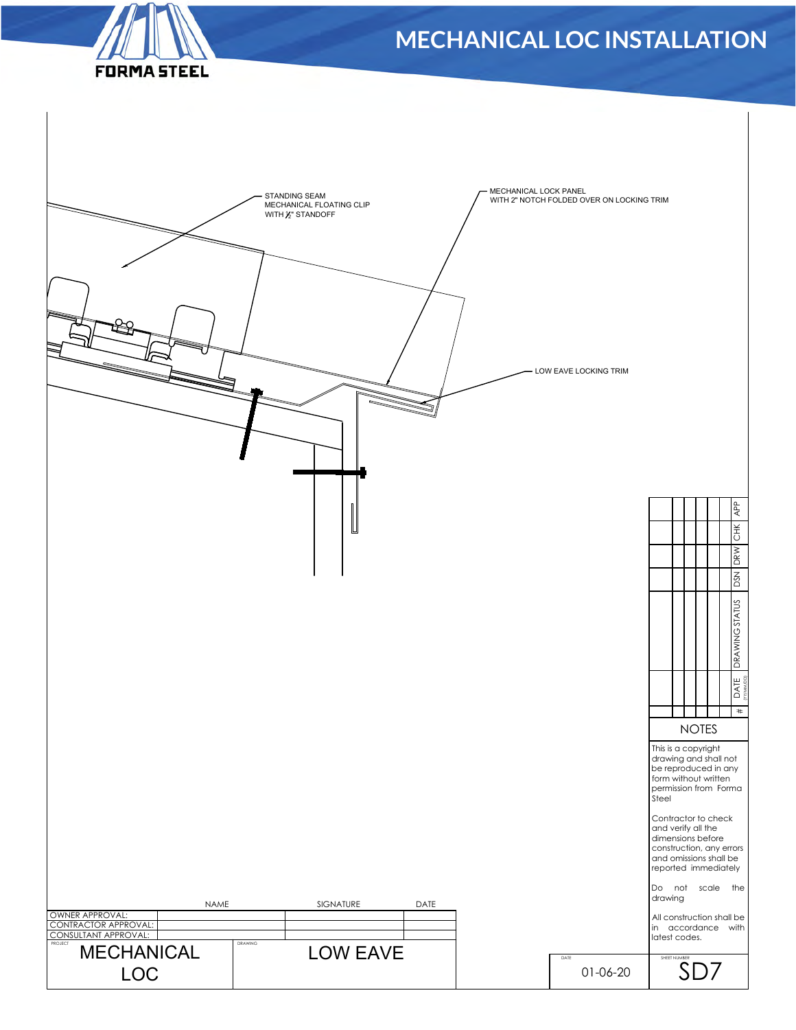# MECHANICAL LOC INSTALLATION

FORMA STEEL

STANDING SEAM MECHANICAL FLOATING CLIP WITH ⅜" STANDOFF

MECHANICAL LOCK PANEL WITH 2" NOTCH FOLDED OVER ON LOCKING TRIM

LOW EAVE LOCKING TRIM

| # | DATE (YY/MM/DD) | DRAWING STATUS | DSN | DRW | CHK | APP |
|---|---|---|---|---|---|---|
| | | | | | | |

## NOTES

This is a copyright drawing and shall not be reproduced in any form without written permission from Forma Steel

Contractor to check and verify all the dimensions before construction, any errors and omissions shall be reported immediately

Do not scale the drawing

All construction shall be in accordance with latest codes.

| | NAME | SIGNATURE | DATE |
|---|---|---|---|
| OWNER APPROVAL: | | | |
| CONTRACTOR APPROVAL: | | | |
| CONSULTANT APPROVAL: | | | |

| PROJECT | DRAWING | DATE | SHEET NUMBER |
|---|---|---|---|
| MECHANICAL LOC | LOW EAVE | 01-06-20 | SD7 |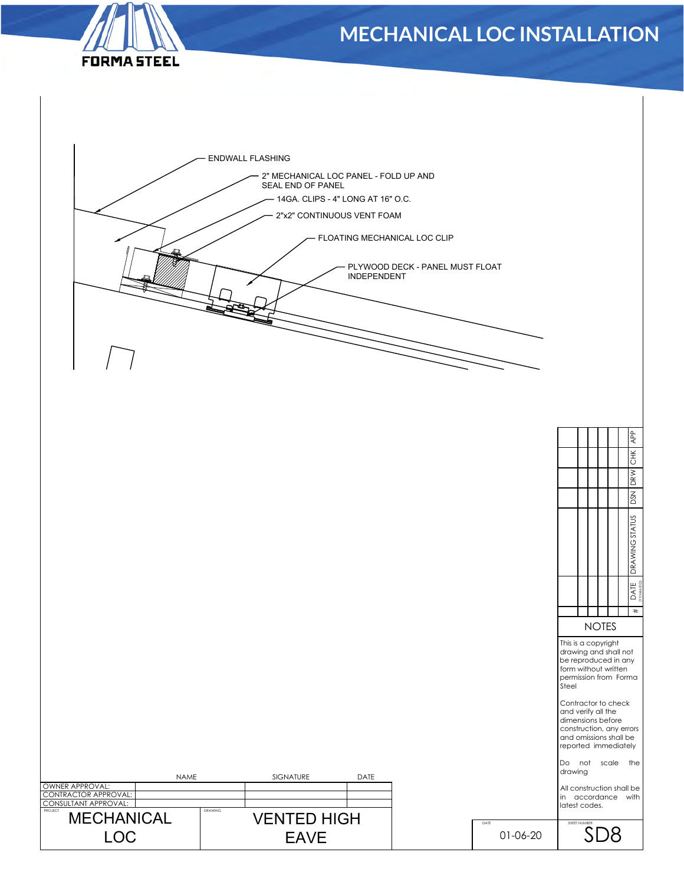# MECHANICAL LOC INSTALLATION

FORMA STEEL

- ENDWALL FLASHING
- 2" MECHANICAL LOC PANEL - FOLD UP AND SEAL END OF PANEL
- 14GA. CLIPS - 4" LONG AT 16" O.C.
- 2"x2" CONTINUOUS VENT FOAM
- FLOATING MECHANICAL LOC CLIP
- PLYWOOD DECK - PANEL MUST FLOAT INDEPENDENT

| # | DATE | DRAWING STATUS | DSN | DRW | CHK | APP |
|---|---|---|---|---|---|---|
| | | | | | | |

## NOTES

This is a copyright drawing and shall not be reproduced in any form without written permission from Forma Steel

Contractor to check and verify all the dimensions before construction, any errors and omissions shall be reported immediately

Do not scale the drawing

All construction shall be in accordance with latest codes.

| | NAME | SIGNATURE | DATE |
|---|---|---|---|
| OWNER APPROVAL: | | | |
| CONTRACTOR APPROVAL: | | | |
| CONSULTANT APPROVAL: | | | |

| PROJECT | DRAWING | DATE | SHEET NUMBER |
|---|---|---|---|
| MECHANICAL LOC | VENTED HIGH EAVE | 01-06-20 | SD8 |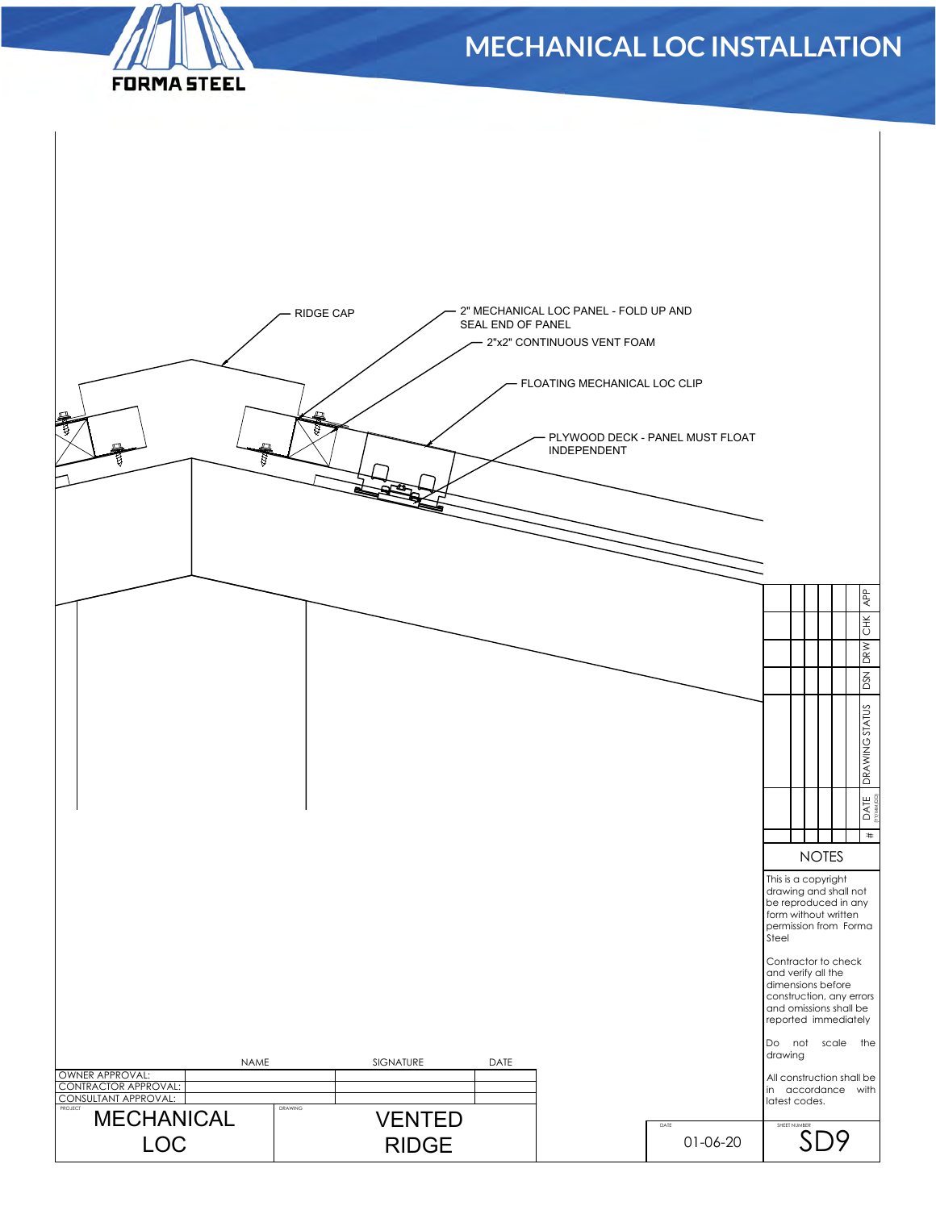# MECHANICAL LOC INSTALLATION

FORMA STEEL

RIDGE CAP

2" MECHANICAL LOC PANEL - FOLD UP AND SEAL END OF PANEL

2"x2" CONTINUOUS VENT FOAM

FLOATING MECHANICAL LOC CLIP

PLYWOOD DECK - PANEL MUST FLOAT INDEPENDENT

| # | DATE | DRAWING STATUS | DSN | DRW | CHK | APP |
|---|---|---|---|---|---|---|
| | | | | | | |
| | | | | | | |
| | | | | | | |
| | | | | | | |
| | | | | | | |

## NOTES

This is a copyright drawing and shall not be reproduced in any form without written permission from Forma Steel

Contractor to check and verify all the dimensions before construction, any errors and omissions shall be reported immediately

Do not scale the drawing

All construction shall be in accordance with latest codes.

| | NAME | SIGNATURE | DATE |
|---|---|---|---|
| OWNER APPROVAL: | | | |
| CONTRACTOR APPROVAL: | | | |
| CONSULTANT APPROVAL: | | | |

| PROJECT | DRAWING | DATE | SHEET NUMBER |
|---|---|---|---|
| MECHANICAL LOC | VENTED RIDGE | 01-06-20 | SD9 |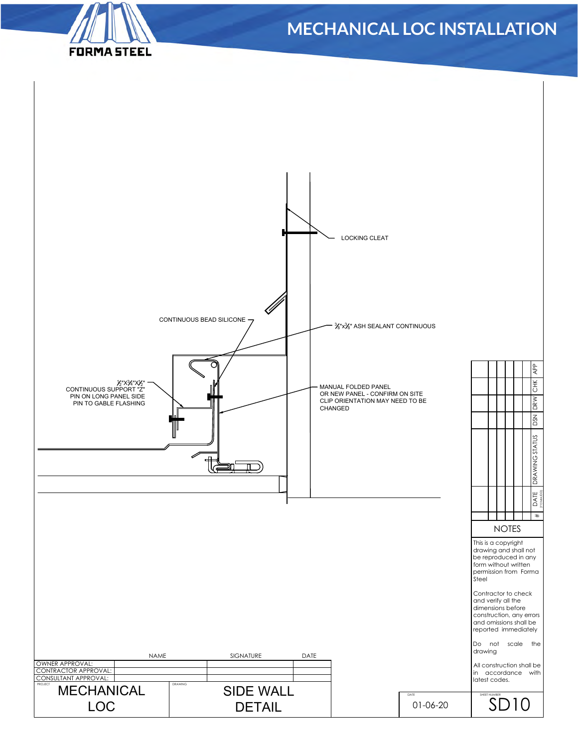# MECHANICAL LOC INSTALLATION

LOCKING CLEAT

CONTINUOUS BEAD SILICONE

⅜"x⅜" ASH SEALANT CONTINUOUS

½"X¾"X½"
CONTINUOUS SUPPORT "Z"
PIN ON LONG PANEL SIDE
PIN TO GABLE FLASHING

MANUAL FOLDED PANEL
OR NEW PANEL - CONFIRM ON SITE
CLIP ORIENTATION MAY NEED TO BE
CHANGED

| # | DATE (YY/MM/DD) | DRAWING STATUS | DSN | DRW | CHK | APP |
|---|---|---|---|---|---|---|
| | | | | | | |

NOTES

This is a copyright drawing and shall not be reproduced in any form without written permission from Forma Steel

Contractor to check and verify all the dimensions before construction, any errors and omissions shall be reported immediately

Do not scale the drawing

All construction shall be in accordance with latest codes.

| | NAME | SIGNATURE | DATE |
|---|---|---|---|
| OWNER APPROVAL: | | | |
| CONTRACTOR APPROVAL: | | | |
| CONSULTANT APPROVAL: | | | |

| PROJECT | DRAWING | DATE | SHEET NUMBER |
|---|---|---|---|
| MECHANICAL LOC | SIDE WALL DETAIL | 01-06-20 | SD10 |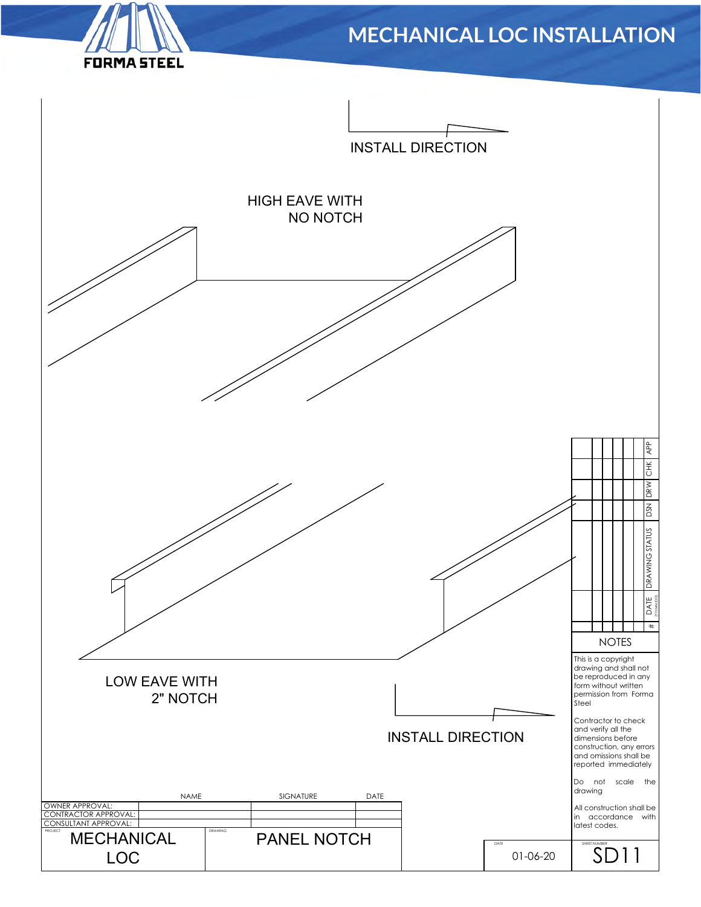# MECHANICAL LOC INSTALLATION

FORMA STEEL

INSTALL DIRECTION

HIGH EAVE WITH NO NOTCH

LOW EAVE WITH 2" NOTCH

INSTALL DIRECTION

| # | DATE (YY/MM/DD) | DRAWING STATUS | DSN | DRW | CHK | APP |
|---|---|---|---|---|---|---|
| | | | | | | |

## NOTES

This is a copyright drawing and shall not be reproduced in any form without written permission from Forma Steel

Contractor to check and verify all the dimensions before construction, any errors and omissions shall be reported immediately

Do not scale the drawing

All construction shall be in accordance with latest codes.

| | NAME | SIGNATURE | DATE |
|---|---|---|---|
| OWNER APPROVAL: | | | |
| CONTRACTOR APPROVAL: | | | |
| CONSULTANT APPROVAL: | | | |

| PROJECT | DRAWING | DATE | SHEET NUMBER |
|---|---|---|---|
| MECHANICAL LOC | PANEL NOTCH | 01-06-20 | SD11 |